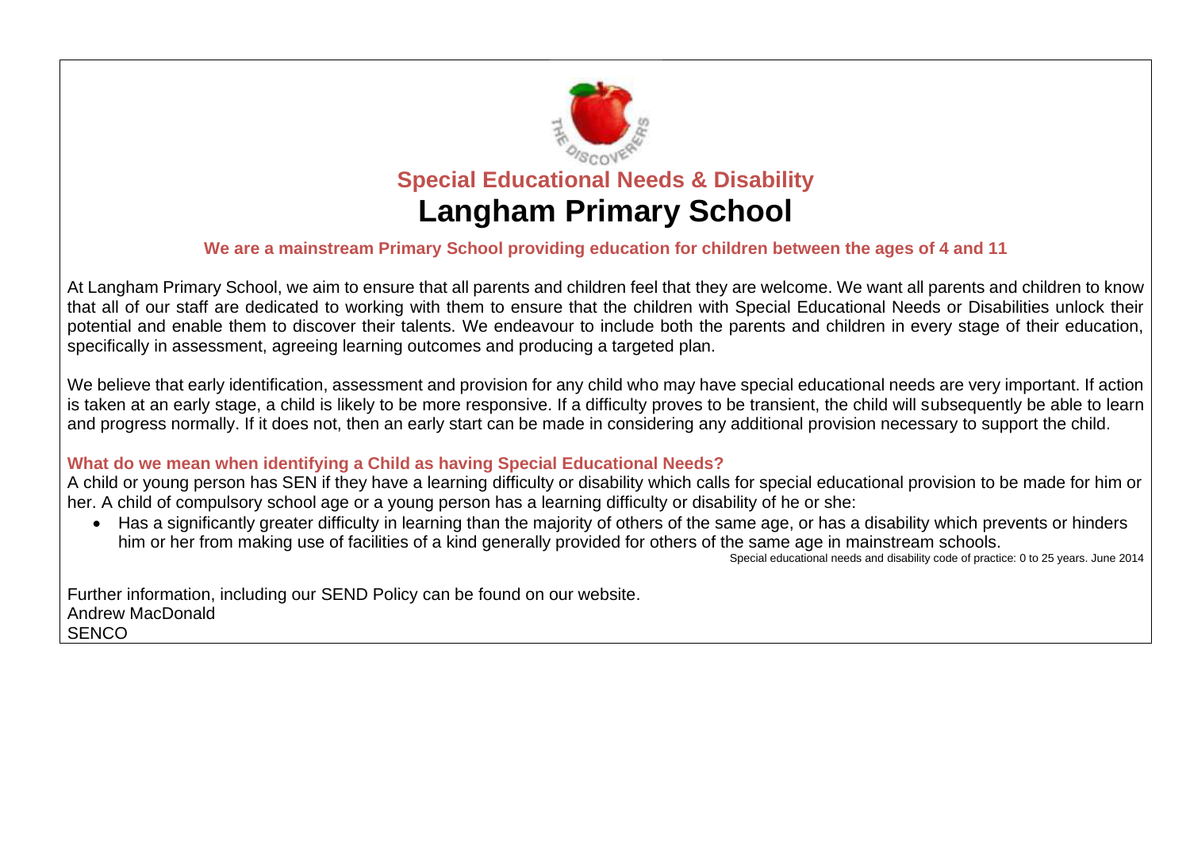## Special Educational Needs & Disability

# Langham Primary School

**We are a mainstream Primary School providing education for children between the ages of 4 and 11**

At Langham Primary School, we aim to ensure that all parents and children feel that they are welcome. We want all parents and children to know that all of our staff are dedicated to working with them to ensure that the children with Special Educational Needs or Disabilities unlock their potential and enable them to discover their talents. We endeavour to include both the parents and children in every stage of their education, specifically in assessment, agreeing learning outcomes and producing a targeted plan.

We believe that early identification, assessment and provision for any child who may have special educational needs are very important. If action is taken at an early stage, a child is likely to be more responsive. If a difficulty proves to be transient, the child will subsequently be able to learn and progress normally. If it does not, then an early start can be made in considering any additional provision necessary to support the child.

### What do we mean when identifying a Child as having Special Educational Needs?

A child or young person has SEN if they have a learning difficulty or disability which calls for special educational provision to be made for him or her. A child of compulsory school age or a young person has a learning difficulty or disability of he or she:

- Has a significantly greater difficulty in learning than the majority of others of the same age, or has a disability which prevents or hinders him or her from making use of facilities of a kind generally provided for others of the same age in mainstream schools.

Special educational needs and disability code of practice: 0 to 25 years. June 2014

Further information, including our SEND Policy can be found on our website.
Andrew MacDonald
SENCO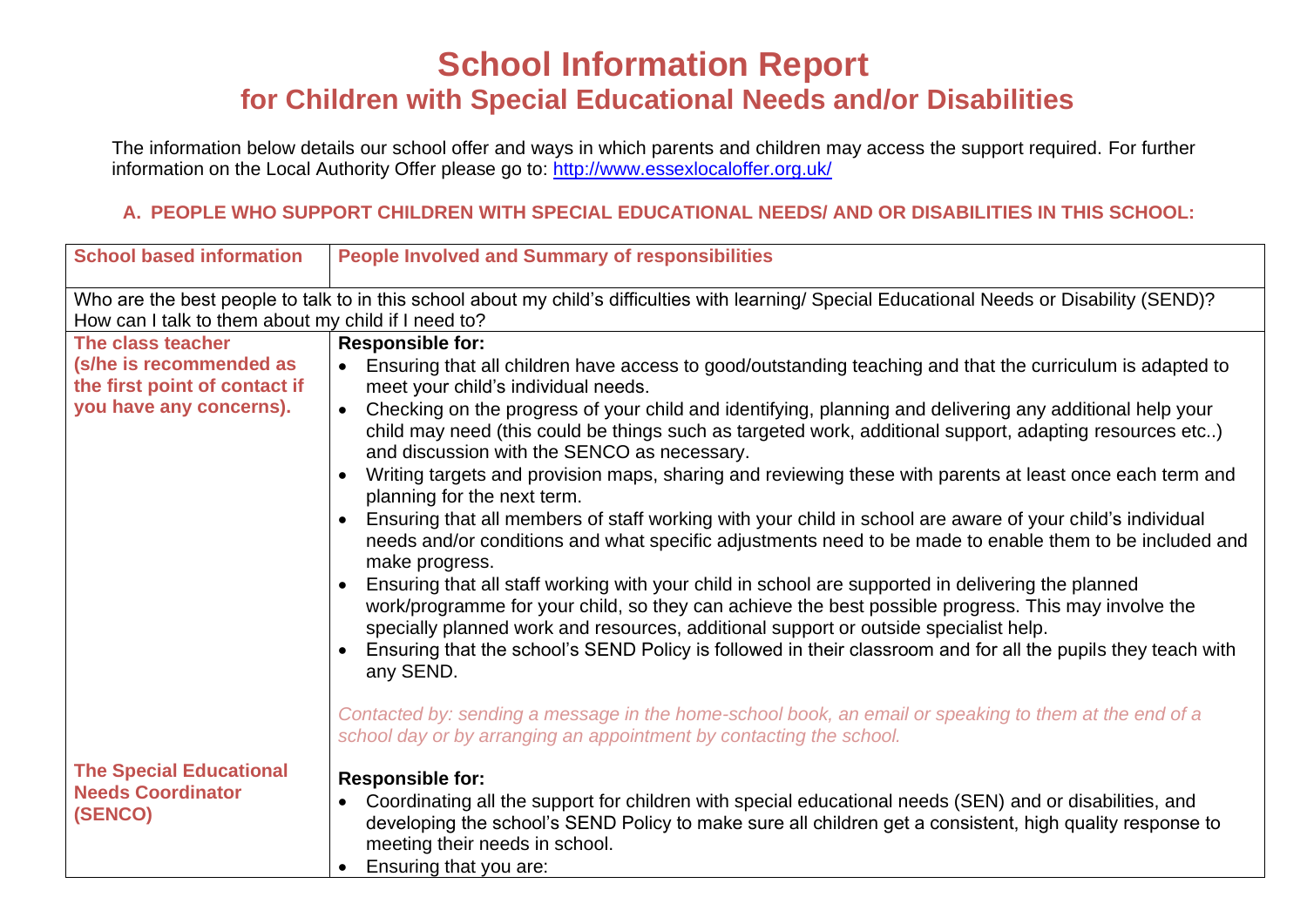# School Information Report

## for Children with Special Educational Needs and/or Disabilities

The information below details our school offer and ways in which parents and children may access the support required. For further information on the Local Authority Offer please go to: http://www.essexlocaloffer.org.uk/

### A. PEOPLE WHO SUPPORT CHILDREN WITH SPECIAL EDUCATIONAL NEEDS/ AND OR DISABILITIES IN THIS SCHOOL:

| School based information | People Involved and Summary of responsibilities |
|---|---|
| Who are the best people to talk to in this school about my child's difficulties with learning/ Special Educational Needs or Disability (SEND)? How can I talk to them about my child if I need to? | |
| **The class teacher (s/he is recommended as the first point of contact if you have any concerns).** | **Responsible for:**<br>• Ensuring that all children have access to good/outstanding teaching and that the curriculum is adapted to meet your child's individual needs.<br>• Checking on the progress of your child and identifying, planning and delivering any additional help your child may need (this could be things such as targeted work, additional support, adapting resources etc..) and discussion with the SENCO as necessary.<br>• Writing targets and provision maps, sharing and reviewing these with parents at least once each term and planning for the next term.<br>• Ensuring that all members of staff working with your child in school are aware of your child's individual needs and/or conditions and what specific adjustments need to be made to enable them to be included and make progress.<br>• Ensuring that all staff working with your child in school are supported in delivering the planned work/programme for your child, so they can achieve the best possible progress. This may involve the specially planned work and resources, additional support or outside specialist help.<br>• Ensuring that the school's SEND Policy is followed in their classroom and for all the pupils they teach with any SEND.<br><br>*Contacted by: sending a message in the home-school book, an email or speaking to them at the end of a school day or by arranging an appointment by contacting the school.* |
| **The Special Educational Needs Coordinator (SENCO)** | **Responsible for:**<br>• Coordinating all the support for children with special educational needs (SEN) and or disabilities, and developing the school's SEND Policy to make sure all children get a consistent, high quality response to meeting their needs in school.<br>• Ensuring that you are: |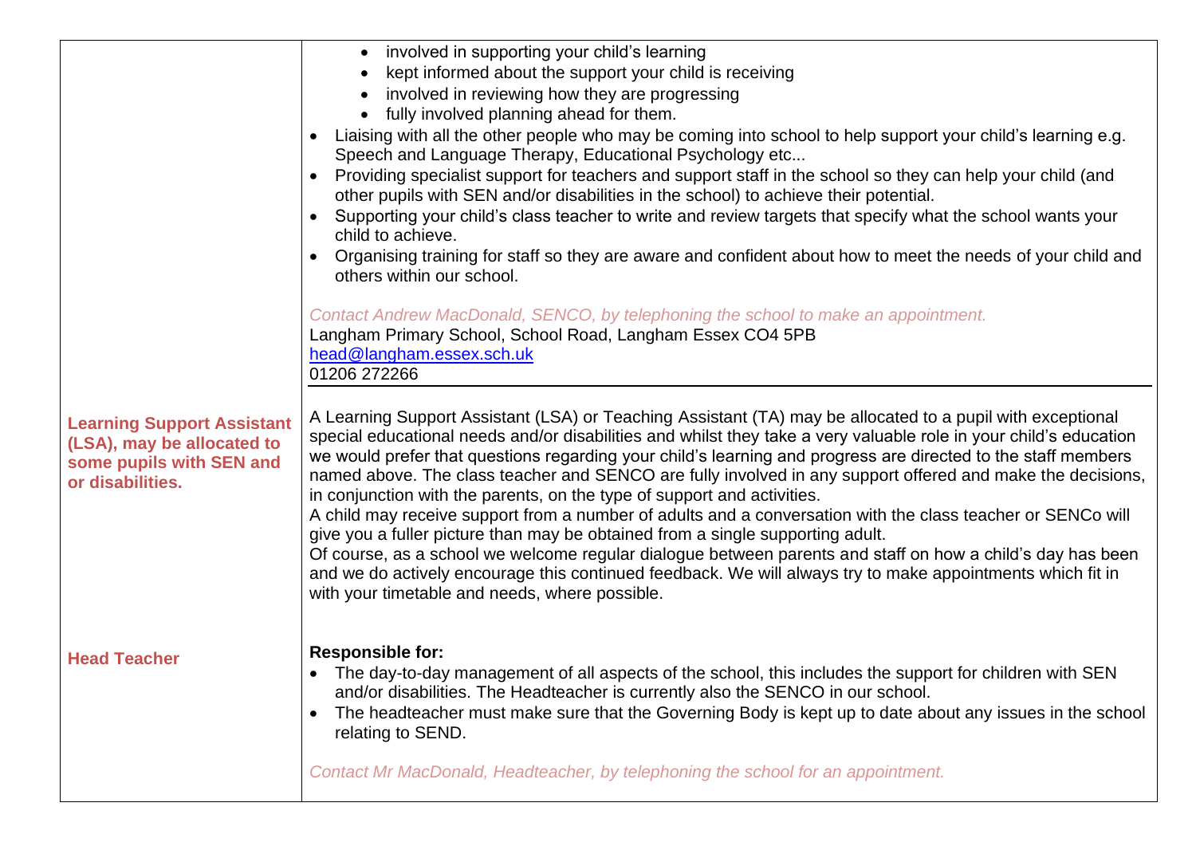| | |
|---|---|
| | • involved in supporting your child's learning<br>• kept informed about the support your child is receiving<br>• involved in reviewing how they are progressing<br>• fully involved planning ahead for them.<br>• Liaising with all the other people who may be coming into school to help support your child's learning e.g. Speech and Language Therapy, Educational Psychology etc...<br>• Providing specialist support for teachers and support staff in the school so they can help your child (and other pupils with SEN and/or disabilities in the school) to achieve their potential.<br>• Supporting your child's class teacher to write and review targets that specify what the school wants your child to achieve.<br>• Organising training for staff so they are aware and confident about how to meet the needs of your child and others within our school.<br><br>*Contact Andrew MacDonald, SENCO, by telephoning the school to make an appointment.*<br>Langham Primary School, School Road, Langham Essex CO4 5PB<br>head@langham.essex.sch.uk<br>01206 272266 |
| **Learning Support Assistant (LSA), may be allocated to some pupils with SEN and or disabilities.** | A Learning Support Assistant (LSA) or Teaching Assistant (TA) may be allocated to a pupil with exceptional special educational needs and/or disabilities and whilst they take a very valuable role in your child's education we would prefer that questions regarding your child's learning and progress are directed to the staff members named above. The class teacher and SENCO are fully involved in any support offered and make the decisions, in conjunction with the parents, on the type of support and activities.<br>A child may receive support from a number of adults and a conversation with the class teacher or SENCo will give you a fuller picture than may be obtained from a single supporting adult.<br>Of course, as a school we welcome regular dialogue between parents and staff on how a child's day has been and we do actively encourage this continued feedback. We will always try to make appointments which fit in with your timetable and needs, where possible. |
| **Head Teacher** | **Responsible for:**<br>• The day-to-day management of all aspects of the school, this includes the support for children with SEN and/or disabilities. The Headteacher is currently also the SENCO in our school.<br>• The headteacher must make sure that the Governing Body is kept up to date about any issues in the school relating to SEND.<br><br>*Contact Mr MacDonald, Headteacher, by telephoning the school for an appointment.* |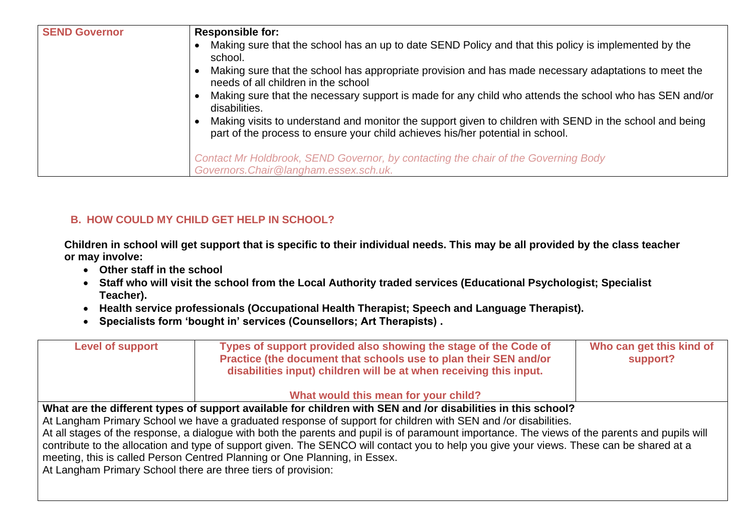| **SEND Governor** | **Responsible for:**<br>• Making sure that the school has an up to date SEND Policy and that this policy is implemented by the school.<br>• Making sure that the school has appropriate provision and has made necessary adaptations to meet the needs of all children in the school<br>• Making sure that the necessary support is made for any child who attends the school who has SEN and/or disabilities.<br>• Making visits to understand and monitor the support given to children with SEND in the school and being part of the process to ensure your child achieves his/her potential in school.<br><br>*Contact Mr Holdbrook, SEND Governor, by contacting the chair of the Governing Body Governors.Chair@langham.essex.sch.uk.* |
|---|---|

## B. HOW COULD MY CHILD GET HELP IN SCHOOL?

**Children in school will get support that is specific to their individual needs. This may be all provided by the class teacher or may involve:**

- **Other staff in the school**
- **Staff who will visit the school from the Local Authority traded services (Educational Psychologist; Specialist Teacher).**
- **Health service professionals (Occupational Health Therapist; Speech and Language Therapist).**
- **Specialists form 'bought in' services (Counsellors; Art Therapists) .**

| Level of support | Types of support provided also showing the stage of the Code of Practice (the document that schools use to plan their SEN and/or disabilities input) children will be at when receiving this input.<br><br>What would this mean for your child? | Who can get this kind of support? |
|---|---|---|
| **What are the different types of support available for children with SEN and /or disabilities in this school?**<br>At Langham Primary School we have a graduated response of support for children with SEN and /or disabilities.<br>At all stages of the response, a dialogue with both the parents and pupil is of paramount importance. The views of the parents and pupils will contribute to the allocation and type of support given. The SENCO will contact you to help you give your views. These can be shared at a meeting, this is called Person Centred Planning or One Planning, in Essex.<br>At Langham Primary School there are three tiers of provision: | | |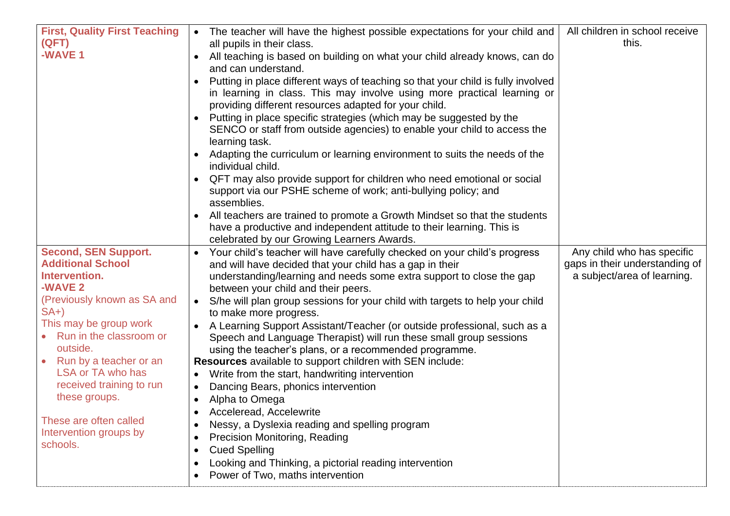| | | |
|---|---|---|
| **First, Quality First Teaching (QFT)**<br>**-WAVE 1** | • The teacher will have the highest possible expectations for your child and all pupils in their class.<br>• All teaching is based on building on what your child already knows, can do and can understand.<br>• Putting in place different ways of teaching so that your child is fully involved in learning in class. This may involve using more practical learning or providing different resources adapted for your child.<br>• Putting in place specific strategies (which may be suggested by the SENCO or staff from outside agencies) to enable your child to access the learning task.<br>• Adapting the curriculum or learning environment to suits the needs of the individual child.<br>• QFT may also provide support for children who need emotional or social support via our PSHE scheme of work; anti-bullying policy; and assemblies.<br>• All teachers are trained to promote a Growth Mindset so that the students have a productive and independent attitude to their learning. This is celebrated by our Growing Learners Awards. | All children in school receive this. |
| **Second, SEN Support. Additional School Intervention.**<br>**-WAVE 2**<br>(Previously known as SA and SA+)<br>This may be group work<br>• Run in the classroom or outside.<br>• Run by a teacher or an LSA or TA who has received training to run these groups.<br><br>These are often called Intervention groups by schools. | • Your child's teacher will have carefully checked on your child's progress and will have decided that your child has a gap in their understanding/learning and needs some extra support to close the gap between your child and their peers.<br>• S/he will plan group sessions for your child with targets to help your child to make more progress.<br>• A Learning Support Assistant/Teacher (or outside professional, such as a Speech and Language Therapist) will run these small group sessions using the teacher's plans, or a recommended programme.<br>**Resources** available to support children with SEN include:<br>• Write from the start, handwriting intervention<br>• Dancing Bears, phonics intervention<br>• Alpha to Omega<br>• Acceleread, Accelewrite<br>• Nessy, a Dyslexia reading and spelling program<br>• Precision Monitoring, Reading<br>• Cued Spelling<br>• Looking and Thinking, a pictorial reading intervention<br>• Power of Two, maths intervention | Any child who has specific gaps in their understanding of a subject/area of learning. |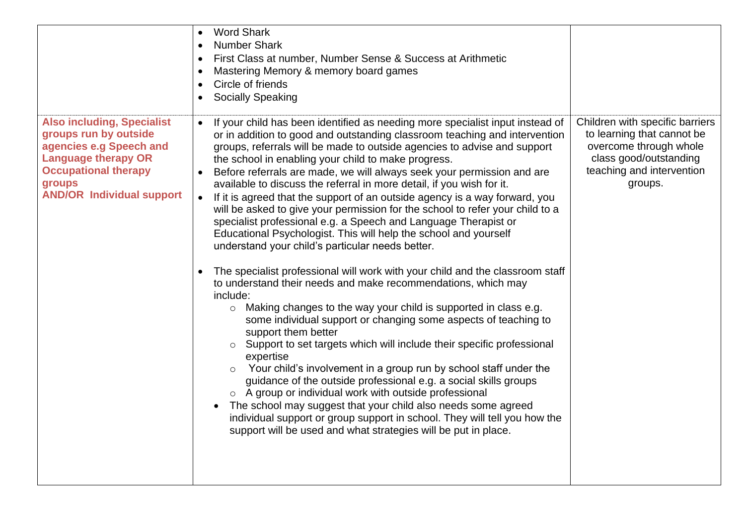| | | |
|---|---|---|
| | <ul><li>Word Shark</li><li>Number Shark</li><li>First Class at number, Number Sense & Success at Arithmetic</li><li>Mastering Memory & memory board games</li><li>Circle of friends</li><li>Socially Speaking</li></ul> | |
| **Also including, Specialist groups run by outside agencies e.g Speech and Language therapy OR Occupational therapy groups AND/OR Individual support** | <ul><li>If your child has been identified as needing more specialist input instead of or in addition to good and outstanding classroom teaching and intervention groups, referrals will be made to outside agencies to advise and support the school in enabling your child to make progress.</li><li>Before referrals are made, we will always seek your permission and are available to discuss the referral in more detail, if you wish for it.</li><li>If it is agreed that the support of an outside agency is a way forward, you will be asked to give your permission for the school to refer your child to a specialist professional e.g. a Speech and Language Therapist or Educational Psychologist. This will help the school and yourself understand your child's particular needs better.</li><li>The specialist professional will work with your child and the classroom staff to understand their needs and make recommendations, which may include:<ul><li>Making changes to the way your child is supported in class e.g. some individual support or changing some aspects of teaching to support them better</li><li>Support to set targets which will include their specific professional expertise</li><li>Your child's involvement in a group run by school staff under the guidance of the outside professional e.g. a social skills groups</li><li>A group or individual work with outside professional</li></ul></li><li>The school may suggest that your child also needs some agreed individual support or group support in school. They will tell you how the support will be used and what strategies will be put in place.</li></ul> | Children with specific barriers to learning that cannot be overcome through whole class good/outstanding teaching and intervention groups. |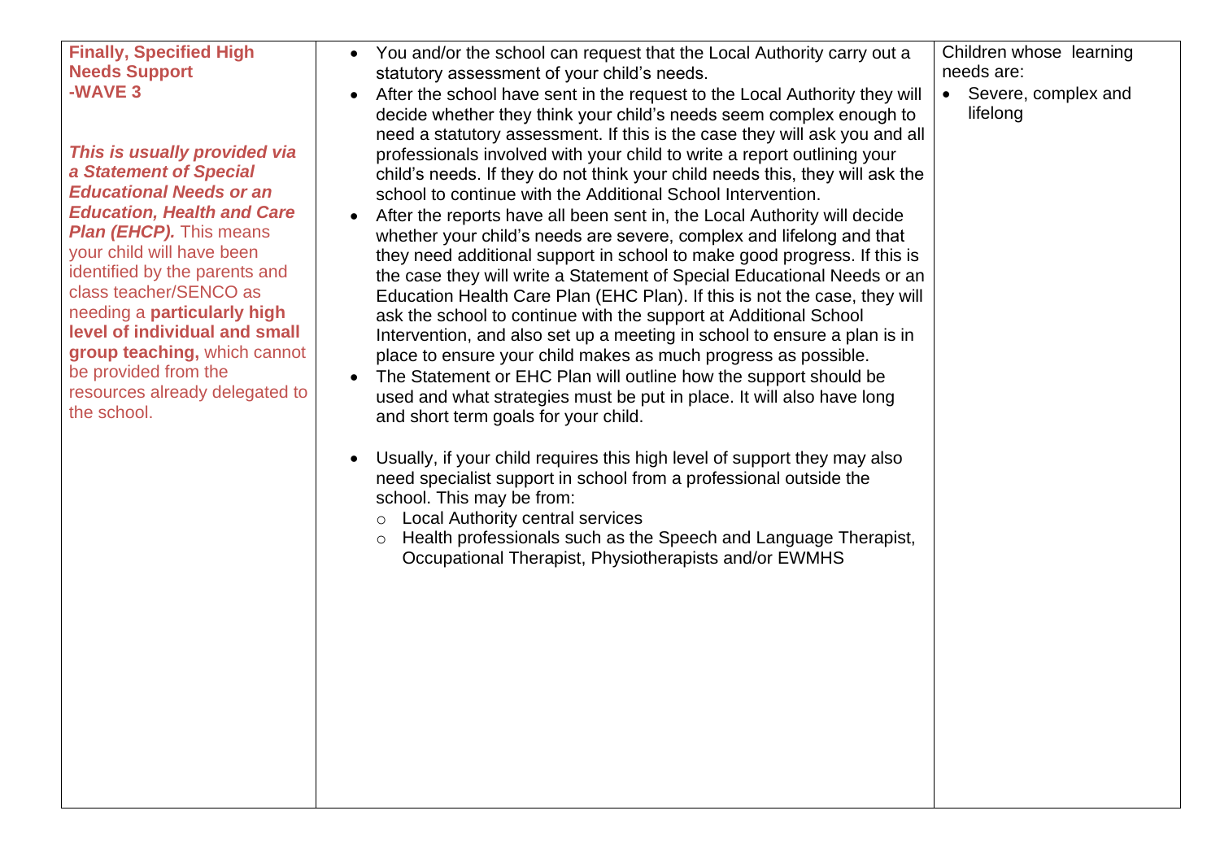| | | |
|---|---|---|
| **Finally, Specified High Needs Support -WAVE 3**<br><br>***This is usually provided via a Statement of Special Educational Needs or an Education, Health and Care Plan (EHCP).*** This means your child will have been identified by the parents and class teacher/SENCO as needing a **particularly high level of individual and small group teaching,** which cannot be provided from the resources already delegated to the school. | • You and/or the school can request that the Local Authority carry out a statutory assessment of your child's needs.<br>• After the school have sent in the request to the Local Authority they will decide whether they think your child's needs seem complex enough to need a statutory assessment. If this is the case they will ask you and all professionals involved with your child to write a report outlining your child's needs. If they do not think your child needs this, they will ask the school to continue with the Additional School Intervention.<br>• After the reports have all been sent in, the Local Authority will decide whether your child's needs are severe, complex and lifelong and that they need additional support in school to make good progress. If this is the case they will write a Statement of Special Educational Needs or an Education Health Care Plan (EHC Plan). If this is not the case, they will ask the school to continue with the support at Additional School Intervention, and also set up a meeting in school to ensure a plan is in place to ensure your child makes as much progress as possible.<br>• The Statement or EHC Plan will outline how the support should be used and what strategies must be put in place. It will also have long and short term goals for your child.<br><br>• Usually, if your child requires this high level of support they may also need specialist support in school from a professional outside the school. This may be from:<br>  ◦ Local Authority central services<br>  ◦ Health professionals such as the Speech and Language Therapist, Occupational Therapist, Physiotherapists and/or EWMHS | Children whose learning needs are:<br>• Severe, complex and lifelong |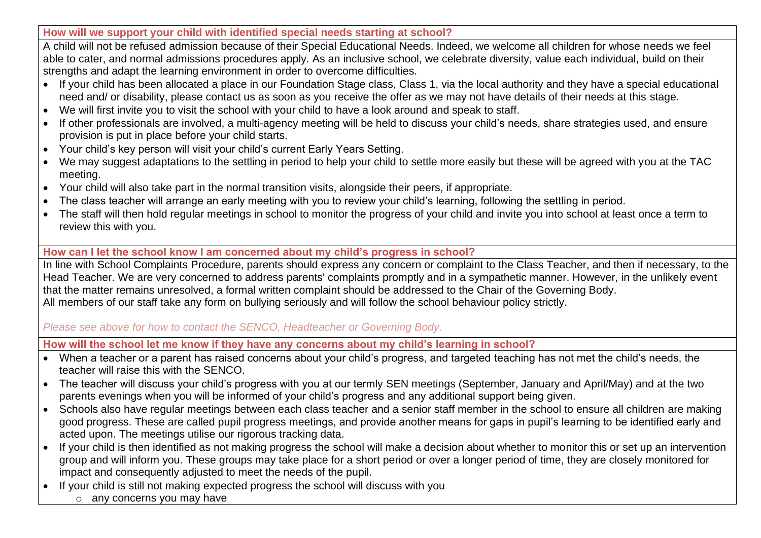**How will we support your child with identified special needs starting at school?**

A child will not be refused admission because of their Special Educational Needs. Indeed, we welcome all children for whose needs we feel able to cater, and normal admissions procedures apply. As an inclusive school, we celebrate diversity, value each individual, build on their strengths and adapt the learning environment in order to overcome difficulties.

- If your child has been allocated a place in our Foundation Stage class, Class 1, via the local authority and they have a special educational need and/ or disability, please contact us as soon as you receive the offer as we may not have details of their needs at this stage.
- We will first invite you to visit the school with your child to have a look around and speak to staff.
- If other professionals are involved, a multi-agency meeting will be held to discuss your child's needs, share strategies used, and ensure provision is put in place before your child starts.
- Your child's key person will visit your child's current Early Years Setting.
- We may suggest adaptations to the settling in period to help your child to settle more easily but these will be agreed with you at the TAC meeting.
- Your child will also take part in the normal transition visits, alongside their peers, if appropriate.
- The class teacher will arrange an early meeting with you to review your child's learning, following the settling in period.
- The staff will then hold regular meetings in school to monitor the progress of your child and invite you into school at least once a term to review this with you.

**How can I let the school know I am concerned about my child's progress in school?**

In line with School Complaints Procedure, parents should express any concern or complaint to the Class Teacher, and then if necessary, to the Head Teacher. We are very concerned to address parents' complaints promptly and in a sympathetic manner. However, in the unlikely event that the matter remains unresolved, a formal written complaint should be addressed to the Chair of the Governing Body.
All members of our staff take any form on bullying seriously and will follow the school behaviour policy strictly.

*Please see above for how to contact the SENCO, Headteacher or Governing Body.*

**How will the school let me know if they have any concerns about my child's learning in school?**

- When a teacher or a parent has raised concerns about your child's progress, and targeted teaching has not met the child's needs, the teacher will raise this with the SENCO.
- The teacher will discuss your child's progress with you at our termly SEN meetings (September, January and April/May) and at the two parents evenings when you will be informed of your child's progress and any additional support being given.
- Schools also have regular meetings between each class teacher and a senior staff member in the school to ensure all children are making good progress. These are called pupil progress meetings, and provide another means for gaps in pupil's learning to be identified early and acted upon. The meetings utilise our rigorous tracking data.
- If your child is then identified as not making progress the school will make a decision about whether to monitor this or set up an intervention group and will inform you. These groups may take place for a short period or over a longer period of time, they are closely monitored for impact and consequently adjusted to meet the needs of the pupil.
- If your child is still not making expected progress the school will discuss with you
  - any concerns you may have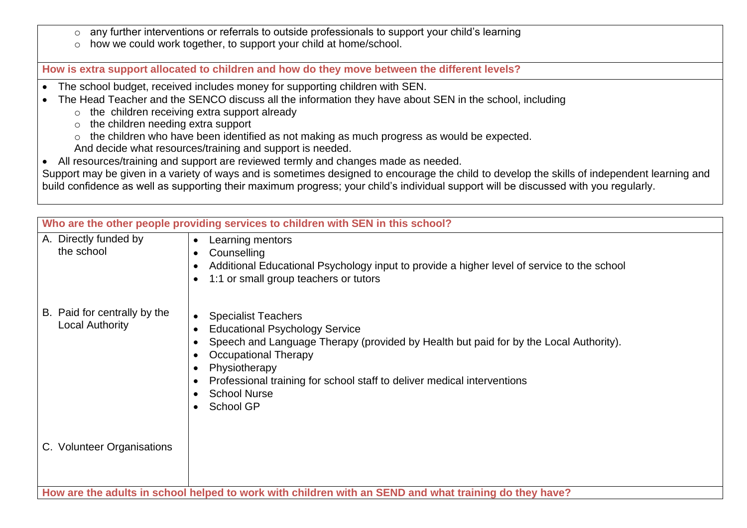- any further interventions or referrals to outside professionals to support your child's learning
- how we could work together, to support your child at home/school.

**How is extra support allocated to children and how do they move between the different levels?**

- The school budget, received includes money for supporting children with SEN.
- The Head Teacher and the SENCO discuss all the information they have about SEN in the school, including
  - the children receiving extra support already
  - the children needing extra support
  - the children who have been identified as not making as much progress as would be expected.

  And decide what resources/training and support is needed.
- All resources/training and support are reviewed termly and changes made as needed.

Support may be given in a variety of ways and is sometimes designed to encourage the child to develop the skills of independent learning and build confidence as well as supporting their maximum progress; your child's individual support will be discussed with you regularly.

**Who are the other people providing services to children with SEN in this school?**

| | |
|---|---|
| A. Directly funded by the school | • Learning mentors<br>• Counselling<br>• Additional Educational Psychology input to provide a higher level of service to the school<br>• 1:1 or small group teachers or tutors |
| B. Paid for centrally by the Local Authority | • Specialist Teachers<br>• Educational Psychology Service<br>• Speech and Language Therapy (provided by Health but paid for by the Local Authority).<br>• Occupational Therapy<br>• Physiotherapy<br>• Professional training for school staff to deliver medical interventions<br>• School Nurse<br>• School GP |
| C. Volunteer Organisations | |

**How are the adults in school helped to work with children with an SEND and what training do they have?**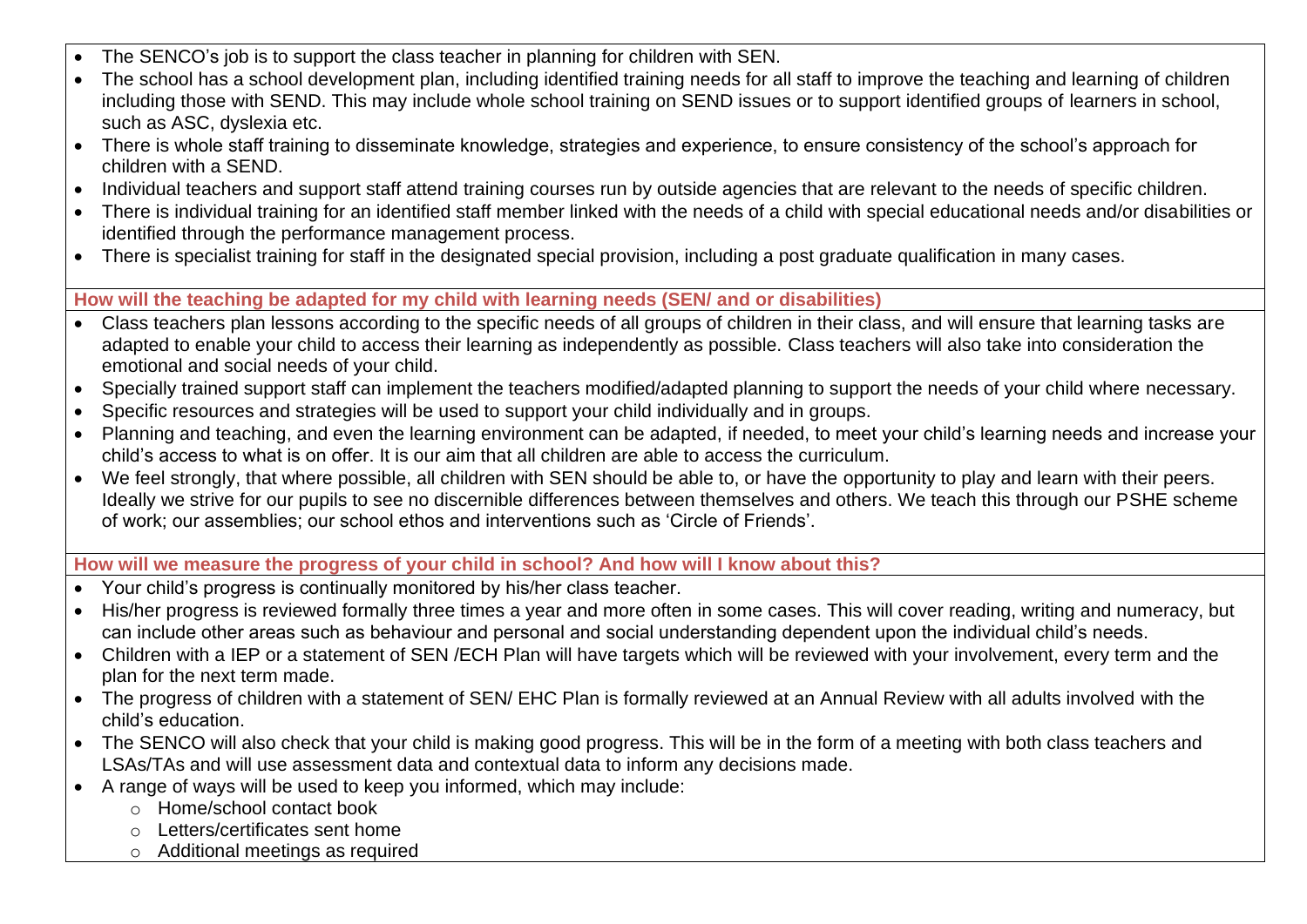- The SENCO's job is to support the class teacher in planning for children with SEN.
- The school has a school development plan, including identified training needs for all staff to improve the teaching and learning of children including those with SEND. This may include whole school training on SEND issues or to support identified groups of learners in school, such as ASC, dyslexia etc.
- There is whole staff training to disseminate knowledge, strategies and experience, to ensure consistency of the school's approach for children with a SEND.
- Individual teachers and support staff attend training courses run by outside agencies that are relevant to the needs of specific children.
- There is individual training for an identified staff member linked with the needs of a child with special educational needs and/or disabilities or identified through the performance management process.
- There is specialist training for staff in the designated special provision, including a post graduate qualification in many cases.

**How will the teaching be adapted for my child with learning needs (SEN/ and or disabilities)**

- Class teachers plan lessons according to the specific needs of all groups of children in their class, and will ensure that learning tasks are adapted to enable your child to access their learning as independently as possible. Class teachers will also take into consideration the emotional and social needs of your child.
- Specially trained support staff can implement the teachers modified/adapted planning to support the needs of your child where necessary.
- Specific resources and strategies will be used to support your child individually and in groups.
- Planning and teaching, and even the learning environment can be adapted, if needed, to meet your child's learning needs and increase your child's access to what is on offer. It is our aim that all children are able to access the curriculum.
- We feel strongly, that where possible, all children with SEN should be able to, or have the opportunity to play and learn with their peers. Ideally we strive for our pupils to see no discernible differences between themselves and others. We teach this through our PSHE scheme of work; our assemblies; our school ethos and interventions such as 'Circle of Friends'.

**How will we measure the progress of your child in school? And how will I know about this?**

- Your child's progress is continually monitored by his/her class teacher.
- His/her progress is reviewed formally three times a year and more often in some cases. This will cover reading, writing and numeracy, but can include other areas such as behaviour and personal and social understanding dependent upon the individual child's needs.
- Children with a IEP or a statement of SEN /ECH Plan will have targets which will be reviewed with your involvement, every term and the plan for the next term made.
- The progress of children with a statement of SEN/ EHC Plan is formally reviewed at an Annual Review with all adults involved with the child's education.
- The SENCO will also check that your child is making good progress. This will be in the form of a meeting with both class teachers and LSAs/TAs and will use assessment data and contextual data to inform any decisions made.
- A range of ways will be used to keep you informed, which may include:
  - Home/school contact book
  - Letters/certificates sent home
  - Additional meetings as required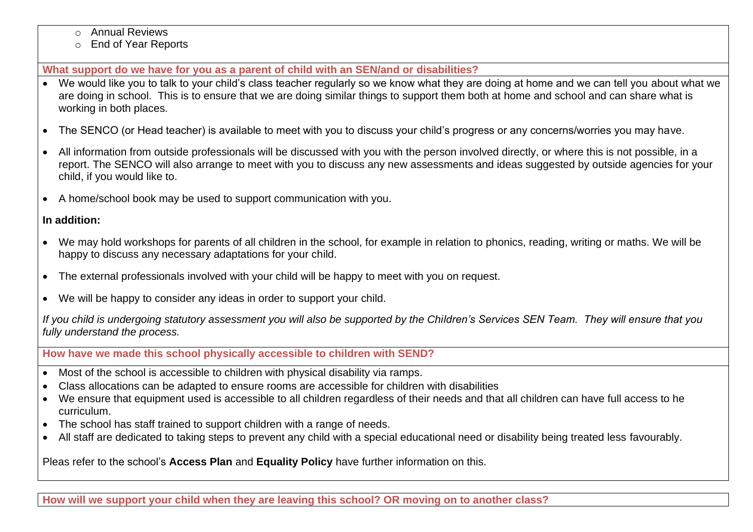- Annual Reviews
- End of Year Reports

## What support do we have for you as a parent of child with an SEN/and or disabilities?

- We would like you to talk to your child's class teacher regularly so we know what they are doing at home and we can tell you about what we are doing in school. This is to ensure that we are doing similar things to support them both at home and school and can share what is working in both places.
- The SENCO (or Head teacher) is available to meet with you to discuss your child's progress or any concerns/worries you may have.
- All information from outside professionals will be discussed with you with the person involved directly, or where this is not possible, in a report. The SENCO will also arrange to meet with you to discuss any new assessments and ideas suggested by outside agencies for your child, if you would like to.
- A home/school book may be used to support communication with you.

**In addition:**

- We may hold workshops for parents of all children in the school, for example in relation to phonics, reading, writing or maths. We will be happy to discuss any necessary adaptations for your child.
- The external professionals involved with your child will be happy to meet with you on request.
- We will be happy to consider any ideas in order to support your child.

*If you child is undergoing statutory assessment you will also be supported by the Children's Services SEN Team. They will ensure that you fully understand the process.*

## How have we made this school physically accessible to children with SEND?

- Most of the school is accessible to children with physical disability via ramps.
- Class allocations can be adapted to ensure rooms are accessible for children with disabilities
- We ensure that equipment used is accessible to all children regardless of their needs and that all children can have full access to he curriculum.
- The school has staff trained to support children with a range of needs.
- All staff are dedicated to taking steps to prevent any child with a special educational need or disability being treated less favourably.

Pleas refer to the school's **Access Plan** and **Equality Policy** have further information on this.

## How will we support your child when they are leaving this school? OR moving on to another class?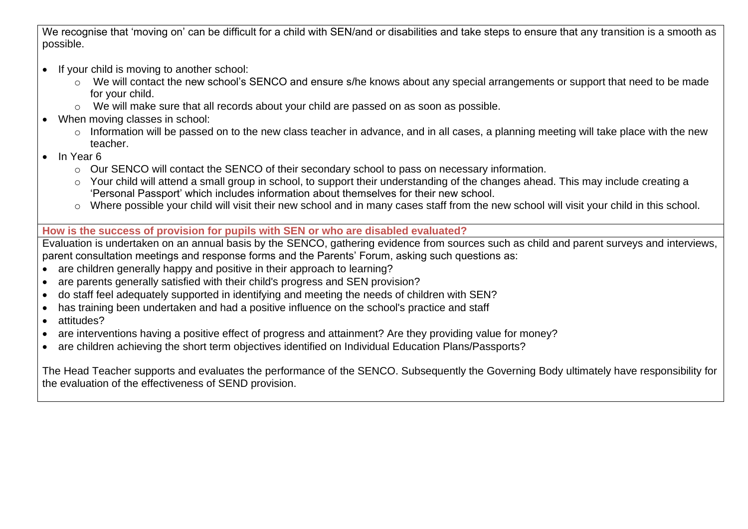We recognise that 'moving on' can be difficult for a child with SEN/and or disabilities and take steps to ensure that any transition is a smooth as possible.

- If your child is moving to another school:
  - We will contact the new school's SENCO and ensure s/he knows about any special arrangements or support that need to be made for your child.
  - We will make sure that all records about your child are passed on as soon as possible.
- When moving classes in school:
  - Information will be passed on to the new class teacher in advance, and in all cases, a planning meeting will take place with the new teacher.
- In Year 6
  - Our SENCO will contact the SENCO of their secondary school to pass on necessary information.
  - Your child will attend a small group in school, to support their understanding of the changes ahead. This may include creating a 'Personal Passport' which includes information about themselves for their new school.
  - Where possible your child will visit their new school and in many cases staff from the new school will visit your child in this school.

### How is the success of provision for pupils with SEN or who are disabled evaluated?

Evaluation is undertaken on an annual basis by the SENCO, gathering evidence from sources such as child and parent surveys and interviews, parent consultation meetings and response forms and the Parents' Forum, asking such questions as:

- are children generally happy and positive in their approach to learning?
- are parents generally satisfied with their child's progress and SEN provision?
- do staff feel adequately supported in identifying and meeting the needs of children with SEN?
- has training been undertaken and had a positive influence on the school's practice and staff
- attitudes?
- are interventions having a positive effect of progress and attainment? Are they providing value for money?
- are children achieving the short term objectives identified on Individual Education Plans/Passports?

The Head Teacher supports and evaluates the performance of the SENCO. Subsequently the Governing Body ultimately have responsibility for the evaluation of the effectiveness of SEND provision.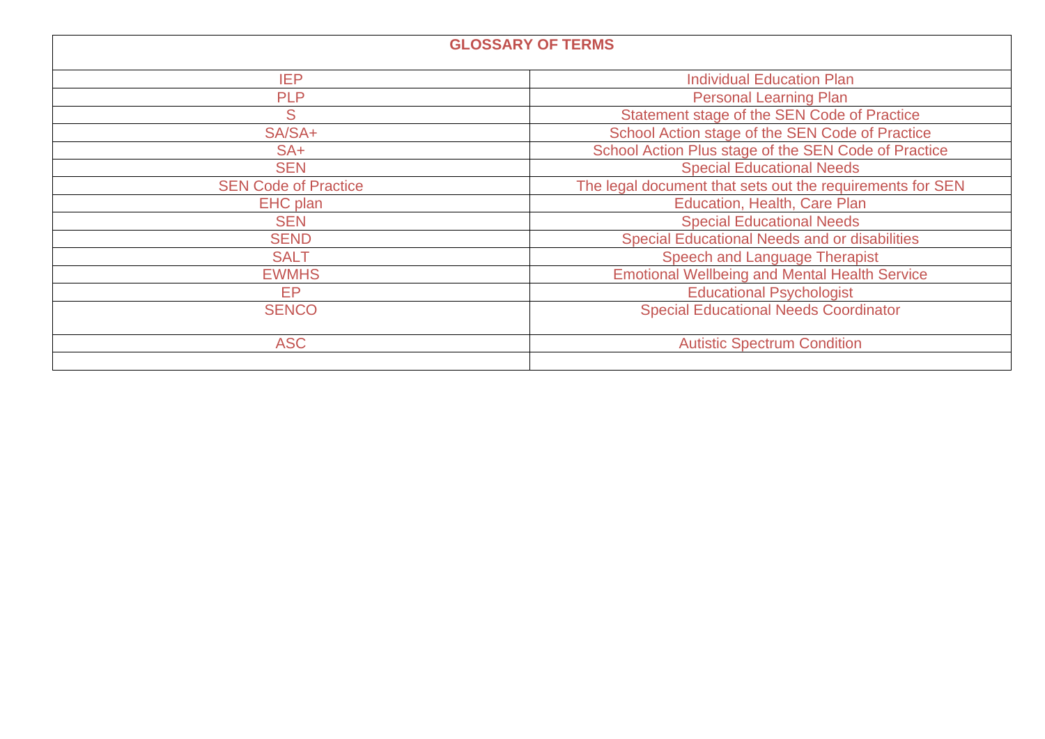## GLOSSARY OF TERMS

| | |
|---|---|
| IEP | Individual Education Plan |
| PLP | Personal Learning Plan |
| S | Statement stage of the SEN Code of Practice |
| SA/SA+ | School Action stage of the SEN Code of Practice |
| SA+ | School Action Plus stage of the SEN Code of Practice |
| SEN | Special Educational Needs |
| SEN Code of Practice | The legal document that sets out the requirements for SEN |
| EHC plan | Education, Health, Care Plan |
| SEN | Special Educational Needs |
| SEND | Special Educational Needs and or disabilities |
| SALT | Speech and Language Therapist |
| EWMHS | Emotional Wellbeing and Mental Health Service |
| EP | Educational Psychologist |
| SENCO | Special Educational Needs Coordinator |
| ASC | Autistic Spectrum Condition |
| | |